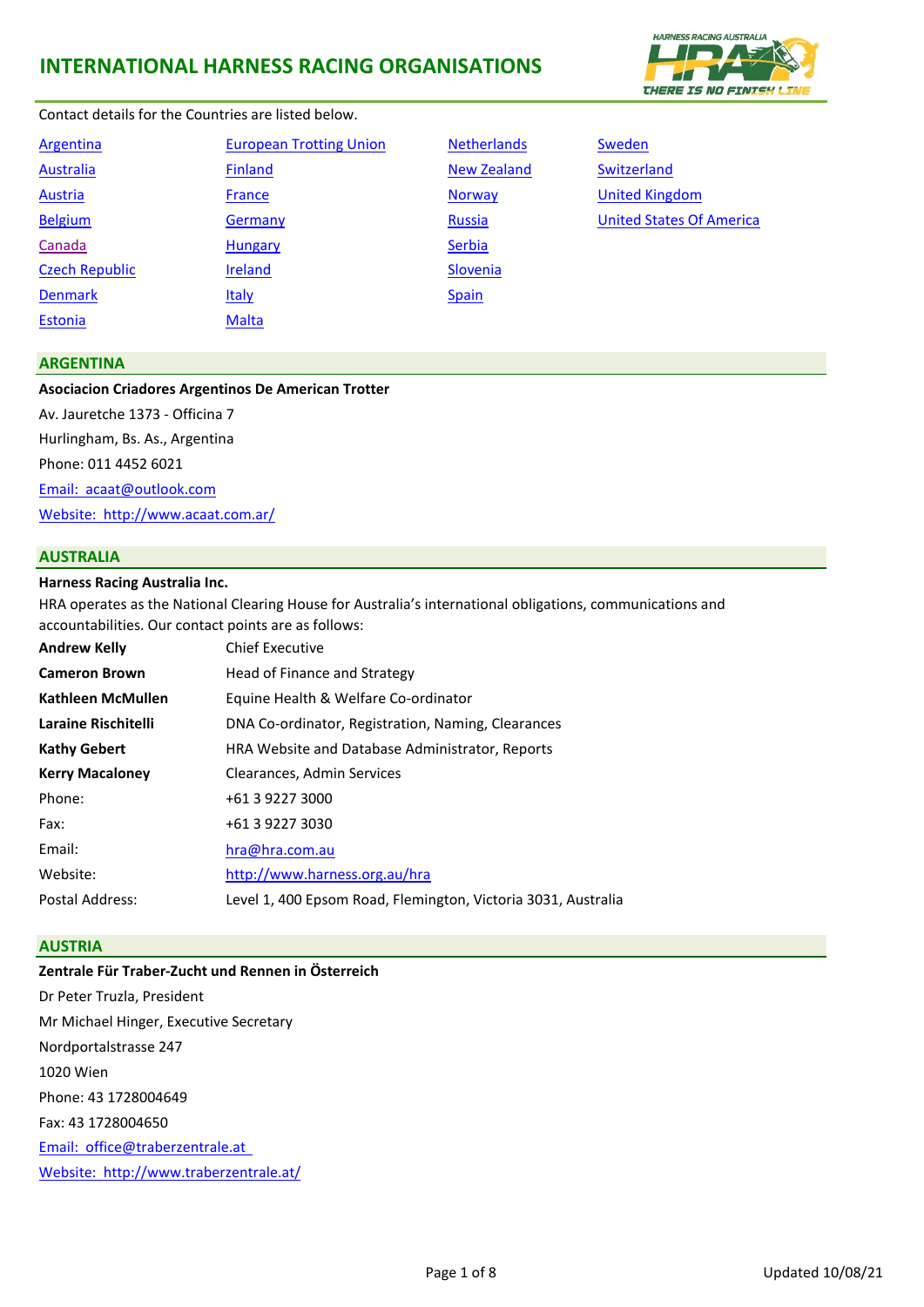# INTERNATIONAL HARNESS RACING ORGANISATIONS

Contact details for the Countries are listed below.

- Argentina
- Australia
- Austria
- Belgium
- Canada
- Czech Republic
- Denmark
- Estonia
- European Trotting Union
- Finland
- France
- Germany
- Hungary
- Ireland
- Italy
- Malta
- Netherlands
- New Zealand
- Norway
- Russia
- Serbia
- Slovenia
- Spain
- Sweden
- Switzerland
- United Kingdom
- United States Of America

## ARGENTINA

**Asociacion Criadores Argentinos De American Trotter**

Av. Jauretche 1373 - Officina 7

Hurlingham, Bs. As., Argentina

Phone: 011 4452 6021

Email: acaat@outlook.com

Website: http://www.acaat.com.ar/

## AUSTRALIA

**Harness Racing Australia Inc.**

HRA operates as the National Clearing House for Australia's international obligations, communications and accountabilities. Our contact points are as follows:

| | |
|---|---|
| **Andrew Kelly** | Chief Executive |
| **Cameron Brown** | Head of Finance and Strategy |
| **Kathleen McMullen** | Equine Health & Welfare Co-ordinator |
| **Laraine Rischitelli** | DNA Co-ordinator, Registration, Naming, Clearances |
| **Kathy Gebert** | HRA Website and Database Administrator, Reports |
| **Kerry Macaloney** | Clearances, Admin Services |
| Phone: | +61 3 9227 3000 |
| Fax: | +61 3 9227 3030 |
| Email: | hra@hra.com.au |
| Website: | http://www.harness.org.au/hra |
| Postal Address: | Level 1, 400 Epsom Road, Flemington, Victoria 3031, Australia |

## AUSTRIA

**Zentrale Für Traber-Zucht und Rennen in Österreich**

Dr Peter Truzla, President

Mr Michael Hinger, Executive Secretary

Nordportalstrasse 247

1020 Wien

Phone: 43 1728004649

Fax: 43 1728004650

Email: office@traberzentrale.at

Website: http://www.traberzentrale.at/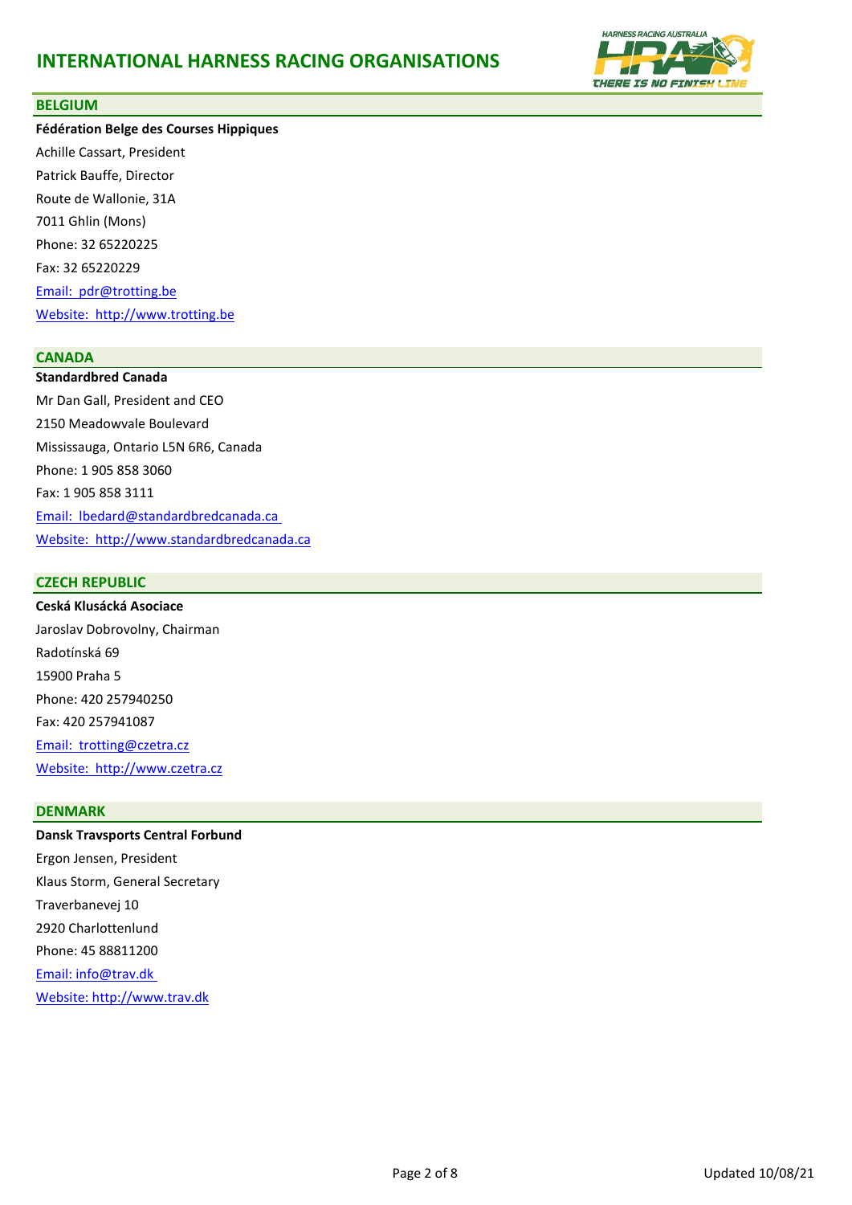# INTERNATIONAL HARNESS RACING ORGANISATIONS

## BELGIUM

**Fédération Belge des Courses Hippiques**

Achille Cassart, President

Patrick Bauffe, Director

Route de Wallonie, 31A

7011 Ghlin (Mons)

Phone: 32 65220225

Fax: 32 65220229

Email: pdr@trotting.be

Website: http://www.trotting.be

## CANADA

**Standardbred Canada**

Mr Dan Gall, President and CEO

2150 Meadowvale Boulevard

Mississauga, Ontario L5N 6R6, Canada

Phone: 1 905 858 3060

Fax: 1 905 858 3111

Email: lbedard@standardbredcanada.ca

Website: http://www.standardbredcanada.ca

## CZECH REPUBLIC

**Ceská Klusácká Asociace**

Jaroslav Dobrovolny, Chairman

Radotínská 69

15900 Praha 5

Phone: 420 257940250

Fax: 420 257941087

Email: trotting@czetra.cz

Website: http://www.czetra.cz

## DENMARK

**Dansk Travsports Central Forbund**

Ergon Jensen, President

Klaus Storm, General Secretary

Traverbanevej 10

2920 Charlottenlund

Phone: 45 88811200

Email: info@trav.dk

Website: http://www.trav.dk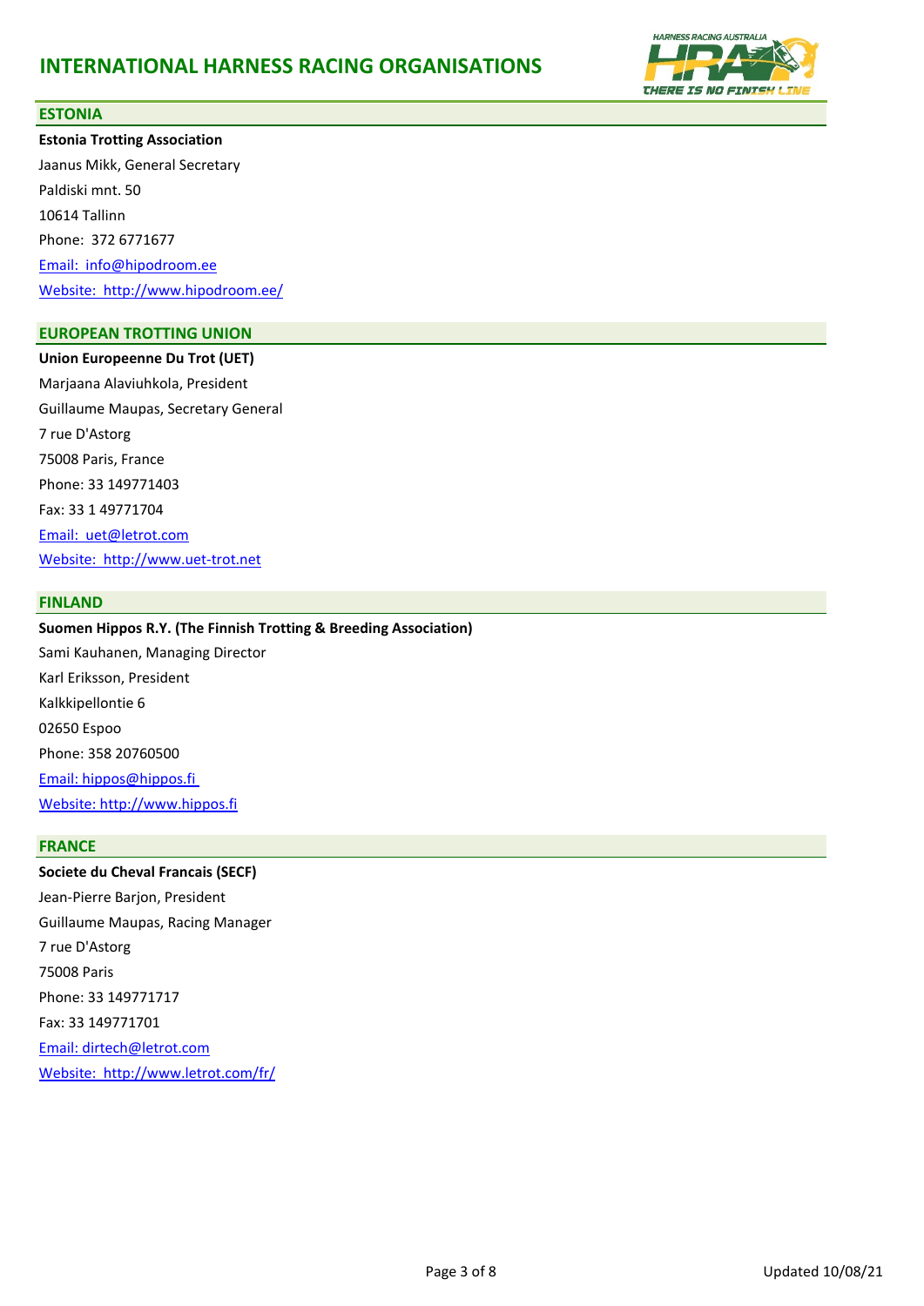# INTERNATIONAL HARNESS RACING ORGANISATIONS

## ESTONIA

**Estonia Trotting Association**

Jaanus Mikk, General Secretary
Paldiski mnt. 50
10614 Tallinn
Phone: 372 6771677
Email: info@hipodroom.ee
Website: http://www.hipodroom.ee/

## EUROPEAN TROTTING UNION

**Union Europeenne Du Trot (UET)**

Marjaana Alaviuhkola, President
Guillaume Maupas, Secretary General
7 rue D'Astorg
75008 Paris, France
Phone: 33 149771403
Fax: 33 1 49771704
Email: uet@letrot.com
Website: http://www.uet-trot.net

## FINLAND

**Suomen Hippos R.Y. (The Finnish Trotting & Breeding Association)**

Sami Kauhanen, Managing Director
Karl Eriksson, President
Kalkkipellontie 6
02650 Espoo
Phone: 358 20760500
Email: hippos@hippos.fi
Website: http://www.hippos.fi

## FRANCE

**Societe du Cheval Francais (SECF)**

Jean-Pierre Barjon, President
Guillaume Maupas, Racing Manager
7 rue D'Astorg
75008 Paris
Phone: 33 149771717
Fax: 33 149771701
Email: dirtech@letrot.com
Website: http://www.letrot.com/fr/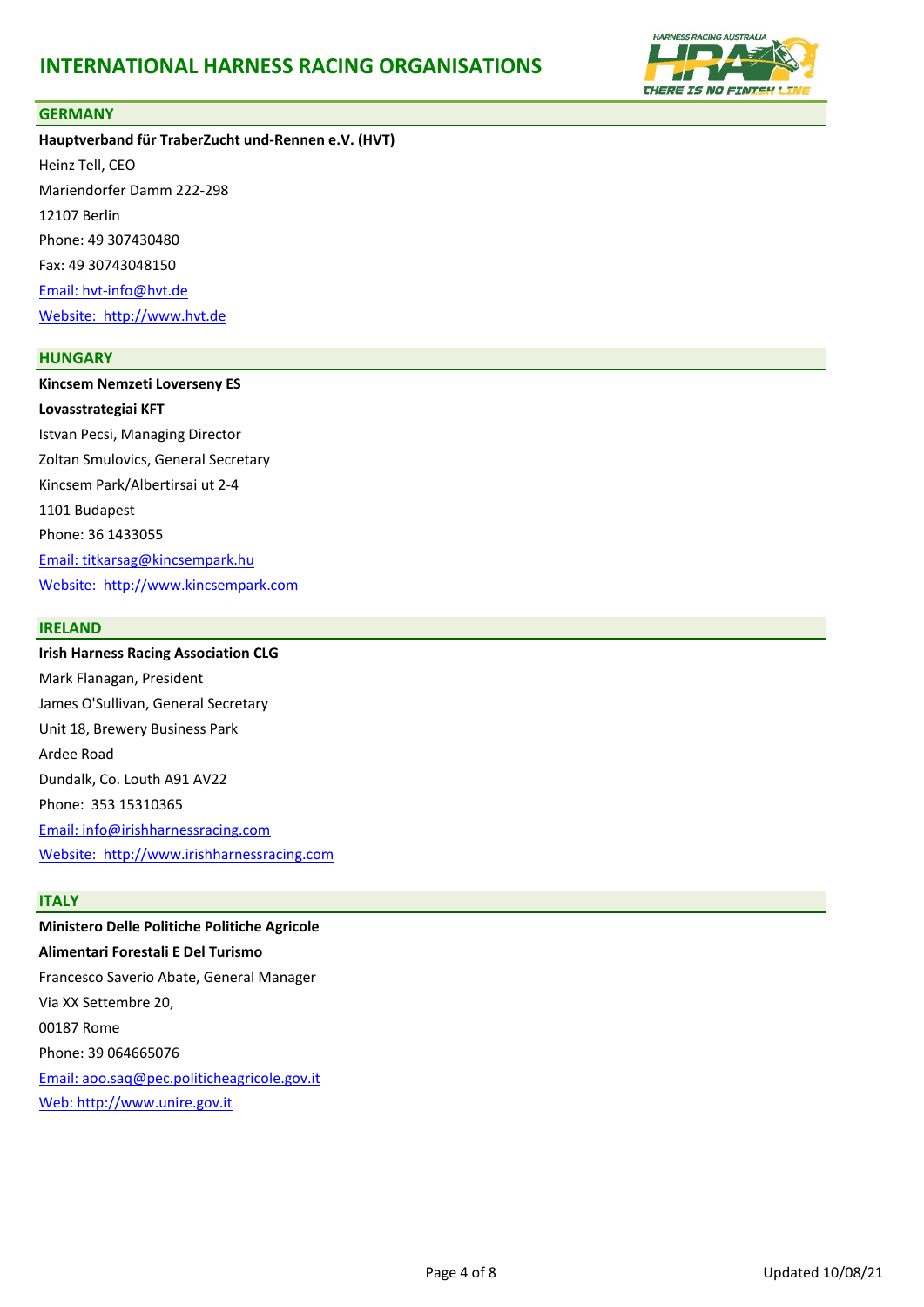# INTERNATIONAL HARNESS RACING ORGANISATIONS

## GERMANY

**Hauptverband für TraberZucht und-Rennen e.V. (HVT)**
Heinz Tell, CEO
Mariendorfer Damm 222-298
12107 Berlin
Phone: 49 307430480
Fax: 49 30743048150
Email: hvt-info@hvt.de
Website: http://www.hvt.de

## HUNGARY

**Kincsem Nemzeti Loverseny ES**
**Lovasstrategiai KFT**
Istvan Pecsi, Managing Director
Zoltan Smulovics, General Secretary
Kincsem Park/Albertirsai ut 2-4
1101 Budapest
Phone: 36 1433055
Email: titkarsag@kincsempark.hu
Website: http://www.kincsempark.com

## IRELAND

**Irish Harness Racing Association CLG**
Mark Flanagan, President
James O'Sullivan, General Secretary
Unit 18, Brewery Business Park
Ardee Road
Dundalk, Co. Louth A91 AV22
Phone: 353 15310365
Email: info@irishharnessracing.com
Website: http://www.irishharnessracing.com

## ITALY

**Ministero Delle Politiche Politiche Agricole**
**Alimentari Forestali E Del Turismo**
Francesco Saverio Abate, General Manager
Via XX Settembre 20,
00187 Rome
Phone: 39 064665076
Email: aoo.saq@pec.politicheagricole.gov.it
Web: http://www.unire.gov.it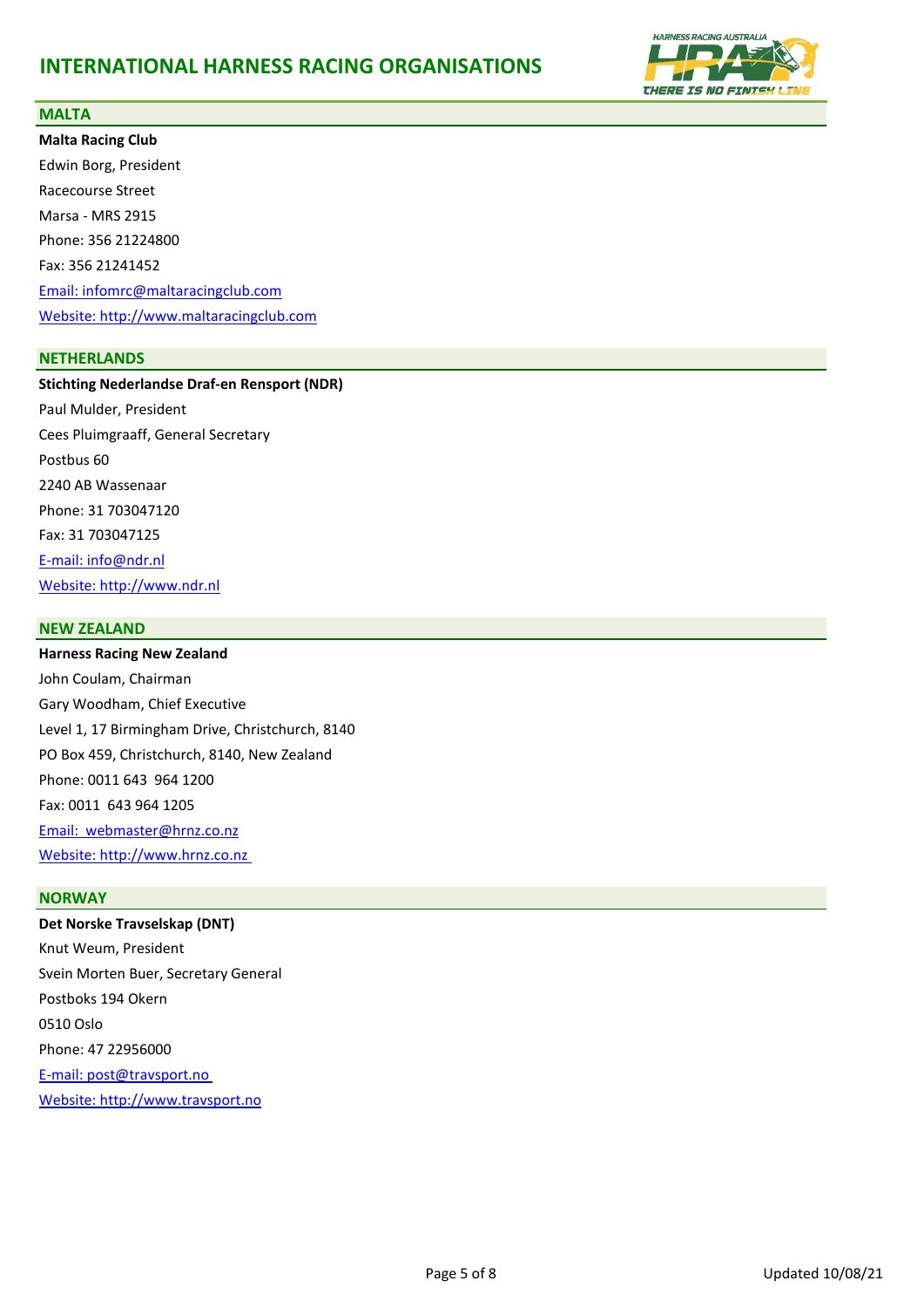# INTERNATIONAL HARNESS RACING ORGANISATIONS

## MALTA

**Malta Racing Club**

Edwin Borg, President

Racecourse Street

Marsa - MRS 2915

Phone: 356 21224800

Fax: 356 21241452

Email: infomrc@maltaracingclub.com

Website: http://www.maltaracingclub.com

## NETHERLANDS

**Stichting Nederlandse Draf-en Rensport (NDR)**

Paul Mulder, President

Cees Pluimgraaff, General Secretary

Postbus 60

2240 AB Wassenaar

Phone: 31 703047120

Fax: 31 703047125

E-mail: info@ndr.nl

Website: http://www.ndr.nl

## NEW ZEALAND

**Harness Racing New Zealand**

John Coulam, Chairman

Gary Woodham, Chief Executive

Level 1, 17 Birmingham Drive, Christchurch, 8140

PO Box 459, Christchurch, 8140, New Zealand

Phone: 0011 643 964 1200

Fax: 0011 643 964 1205

Email: webmaster@hrnz.co.nz

Website: http://www.hrnz.co.nz

## NORWAY

**Det Norske Travselskap (DNT)**

Knut Weum, President

Svein Morten Buer, Secretary General

Postboks 194 Okern

0510 Oslo

Phone: 47 22956000

E-mail: post@travsport.no

Website: http://www.travsport.no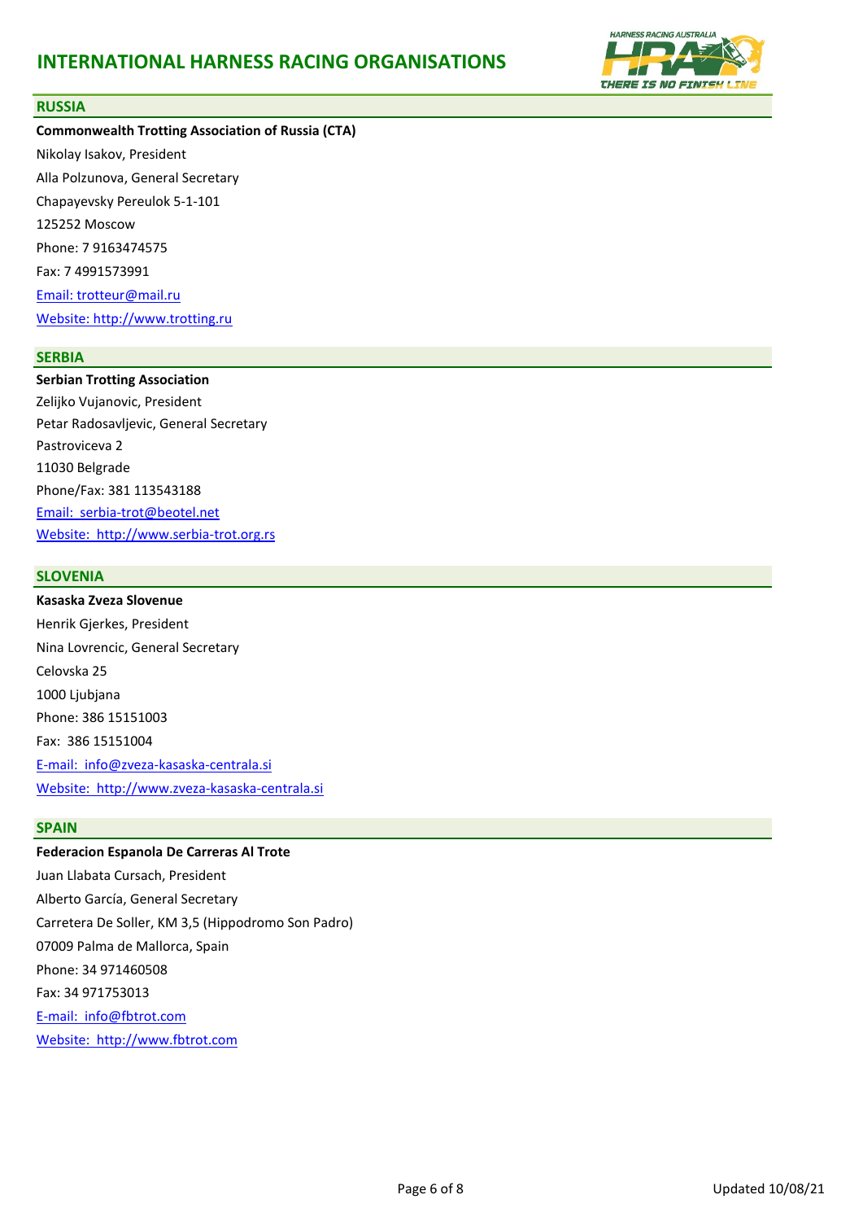# INTERNATIONAL HARNESS RACING ORGANISATIONS

## RUSSIA

**Commonwealth Trotting Association of Russia (CTA)**

Nikolay Isakov, President

Alla Polzunova, General Secretary

Chapayevsky Pereulok 5-1-101

125252 Moscow

Phone: 7 9163474575

Fax: 7 4991573991

Email: trotteur@mail.ru

Website: http://www.trotting.ru

## SERBIA

**Serbian Trotting Association**

Zelijko Vujanovic, President

Petar Radosavljevic, General Secretary

Pastroviceva 2

11030 Belgrade

Phone/Fax: 381 113543188

Email: serbia-trot@beotel.net

Website: http://www.serbia-trot.org.rs

## SLOVENIA

**Kasaska Zveza Slovenue**

Henrik Gjerkes, President

Nina Lovrencic, General Secretary

Celovska 25

1000 Ljubjana

Phone: 386 15151003

Fax: 386 15151004

E-mail: info@zveza-kasaska-centrala.si

Website: http://www.zveza-kasaska-centrala.si

## SPAIN

**Federacion Espanola De Carreras Al Trote**

Juan Llabata Cursach, President

Alberto García, General Secretary

Carretera De Soller, KM 3,5 (Hippodromo Son Padro)

07009 Palma de Mallorca, Spain

Phone: 34 971460508

Fax: 34 971753013

E-mail: info@fbtrot.com

Website: http://www.fbtrot.com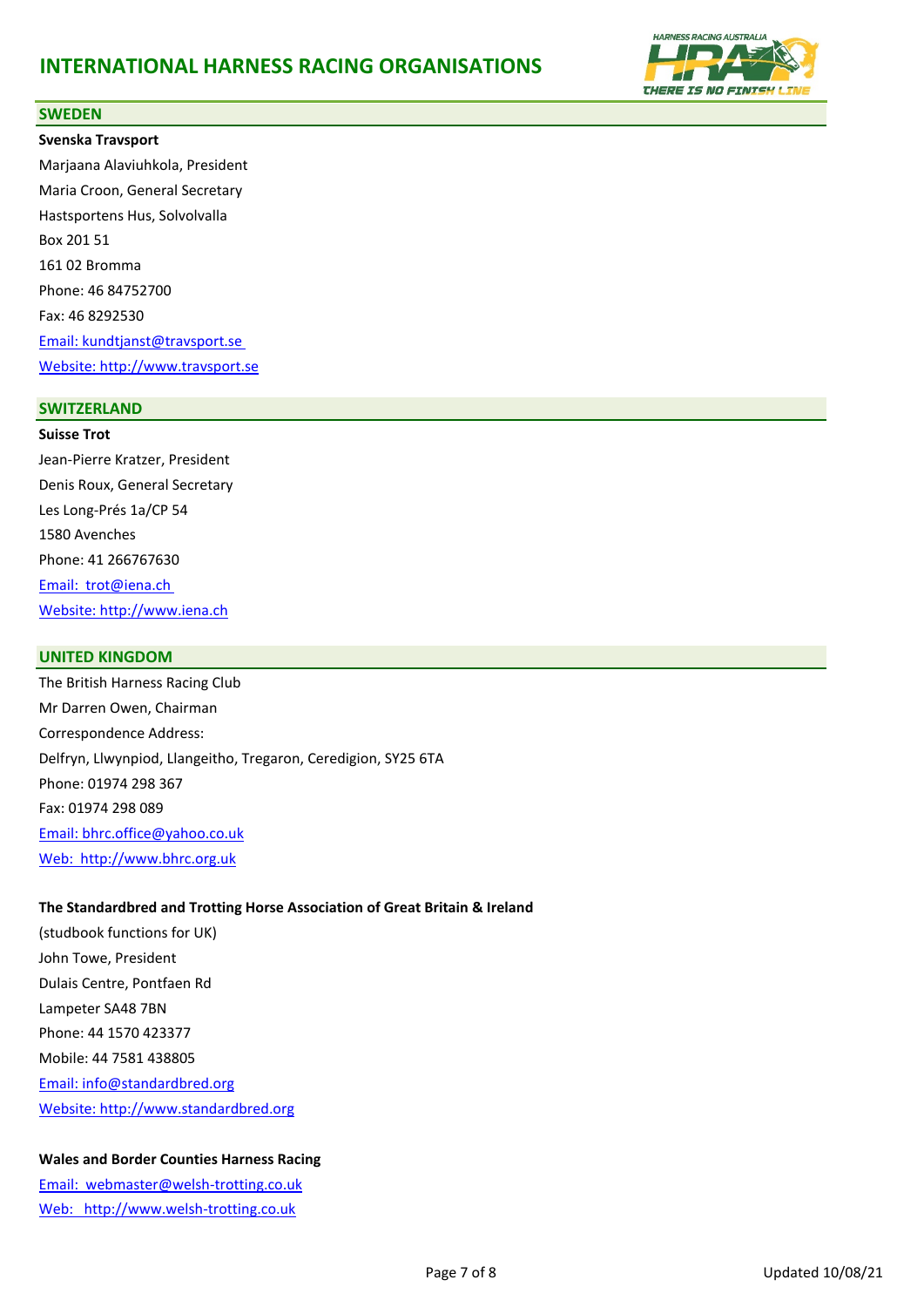# INTERNATIONAL HARNESS RACING ORGANISATIONS

## SWEDEN

**Svenska Travsport**

Marjaana Alaviuhkola, President

Maria Croon, General Secretary

Hastsportens Hus, Solvolvalla

Box 201 51

161 02 Bromma

Phone: 46 84752700

Fax: 46 8292530

Email: kundtjanst@travsport.se

Website: http://www.travsport.se

## SWITZERLAND

**Suisse Trot**

Jean-Pierre Kratzer, President

Denis Roux, General Secretary

Les Long-Prés 1a/CP 54

1580 Avenches

Phone: 41 266767630

Email: trot@iena.ch

Website: http://www.iena.ch

## UNITED KINGDOM

The British Harness Racing Club

Mr Darren Owen, Chairman

Correspondence Address:

Delfryn, Llwynpiod, Llangeitho, Tregaron, Ceredigion, SY25 6TA

Phone: 01974 298 367

Fax: 01974 298 089

Email: bhrc.office@yahoo.co.uk

Web: http://www.bhrc.org.uk

**The Standardbred and Trotting Horse Association of Great Britain & Ireland**

(studbook functions for UK)

John Towe, President

Dulais Centre, Pontfaen Rd

Lampeter SA48 7BN

Phone: 44 1570 423377

Mobile: 44 7581 438805

Email: info@standardbred.org

Website: http://www.standardbred.org

**Wales and Border Counties Harness Racing**

Email: webmaster@welsh-trotting.co.uk

Web: http://www.welsh-trotting.co.uk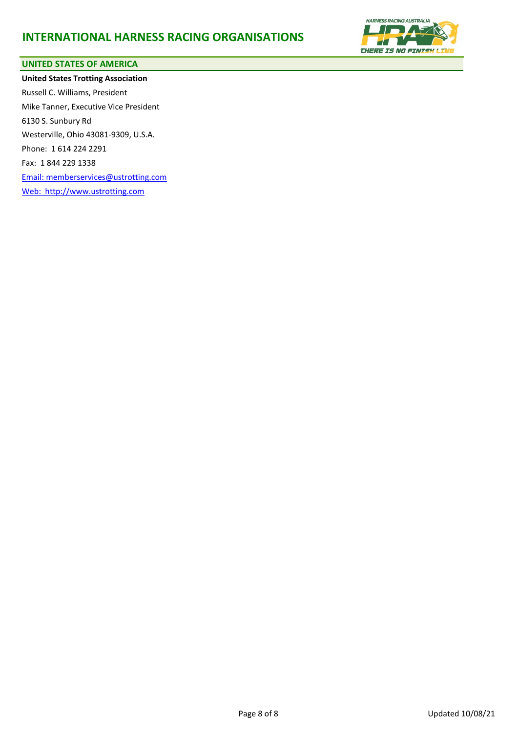## UNITED STATES OF AMERICA

**United States Trotting Association**

Russell C. Williams, President

Mike Tanner, Executive Vice President

6130 S. Sunbury Rd

Westerville, Ohio 43081-9309, U.S.A.

Phone: 1 614 224 2291

Fax: 1 844 229 1338

Email: memberservices@ustrotting.com

Web: http://www.ustrotting.com